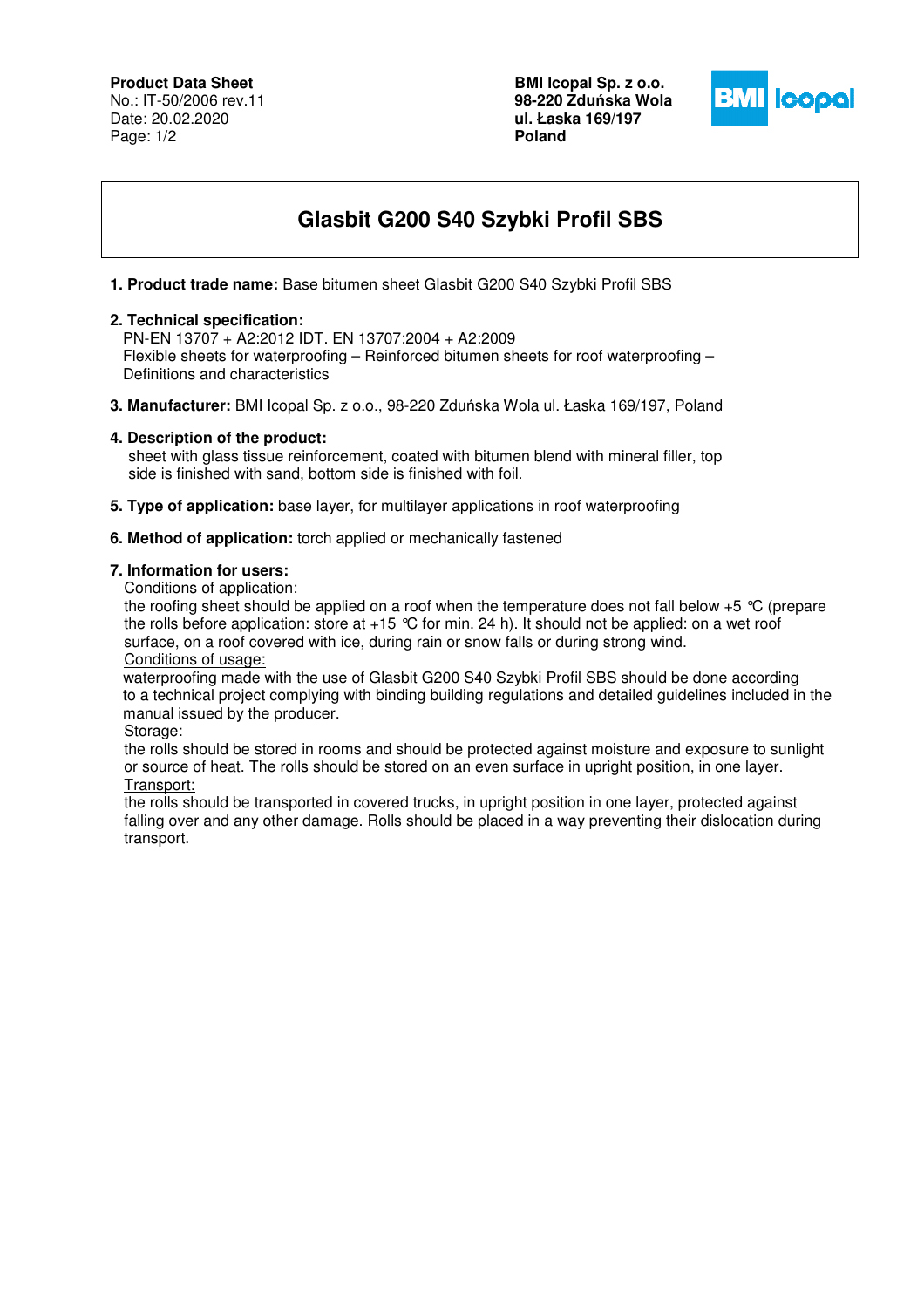**Product Data Sheet**
No.: IT-50/2006 rev.11
Date: 20.02.2020

**BMI Icopal Sp. z o.o.**
**98-220 Zduńska Wola**
**ul. Łaska 169/197**
**Poland**

# Glasbit G200 S40 Szybki Profil SBS

**1. Product trade name:** Base bitumen sheet Glasbit G200 S40 Szybki Profil SBS

**2. Technical specification:**
PN-EN 13707 + A2:2012 IDT. EN 13707:2004 + A2:2009
Flexible sheets for waterproofing – Reinforced bitumen sheets for roof waterproofing – Definitions and characteristics

**3. Manufacturer:** BMI Icopal Sp. z o.o., 98-220 Zduńska Wola ul. Łaska 169/197, Poland

**4. Description of the product:**
sheet with glass tissue reinforcement, coated with bitumen blend with mineral filler, top side is finished with sand, bottom side is finished with foil.

**5. Type of application:** base layer, for multilayer applications in roof waterproofing

**6. Method of application:** torch applied or mechanically fastened

**7. Information for users:**

Conditions of application:
the roofing sheet should be applied on a roof when the temperature does not fall below +5 °C (prepare the rolls before application: store at +15 °C for min. 24 h). It should not be applied: on a wet roof surface, on a roof covered with ice, during rain or snow falls or during strong wind.

Conditions of usage:
waterproofing made with the use of Glasbit G200 S40 Szybki Profil SBS should be done according to a technical project complying with binding building regulations and detailed guidelines included in the manual issued by the producer.

Storage:
the rolls should be stored in rooms and should be protected against moisture and exposure to sunlight or source of heat. The rolls should be stored on an even surface in upright position, in one layer.

Transport:
the rolls should be transported in covered trucks, in upright position in one layer, protected against falling over and any other damage. Rolls should be placed in a way preventing their dislocation during transport.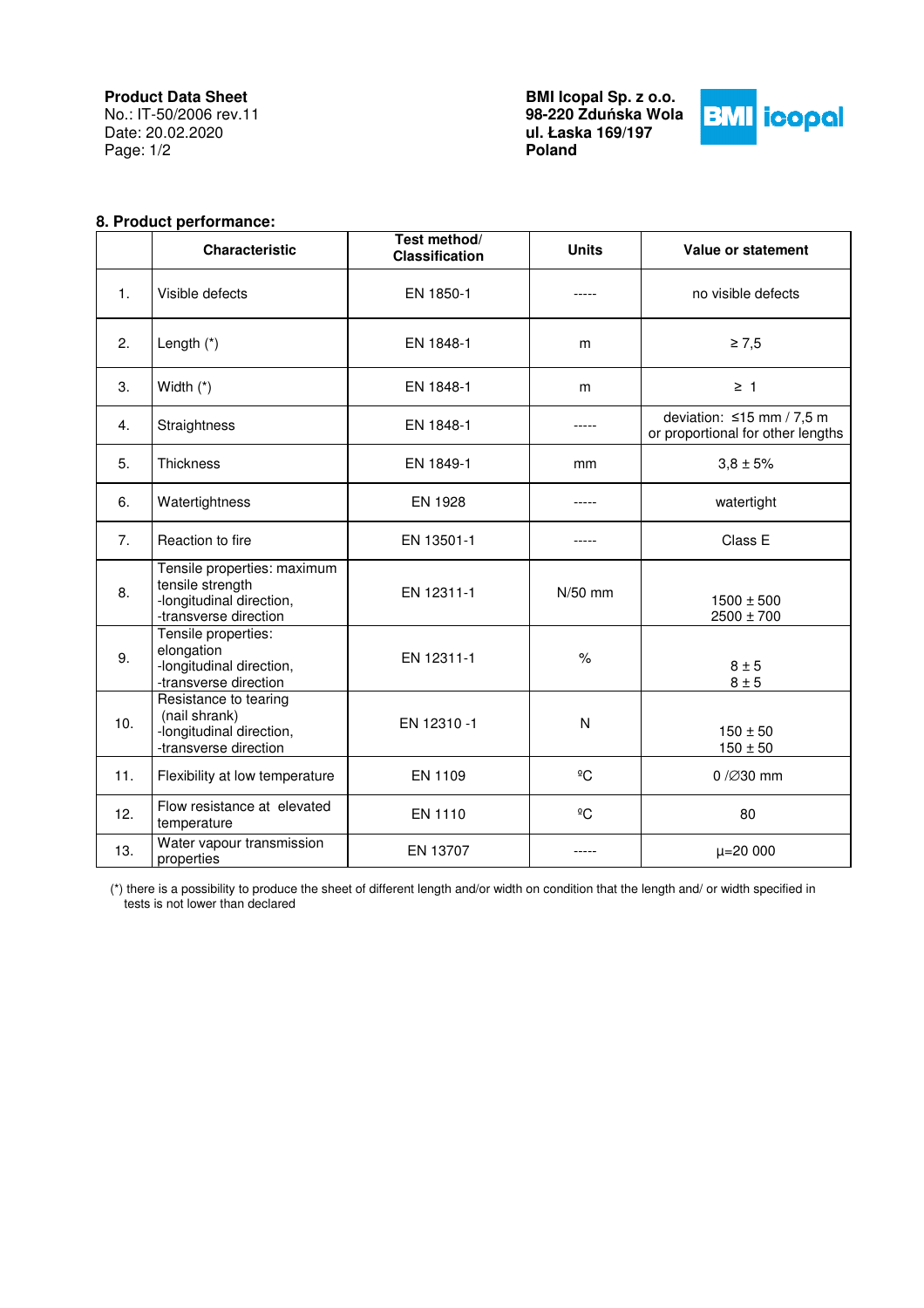**Product Data Sheet**
No.: IT-50/2006 rev.11
Date: 20.02.2020
Page: 1/2

**BMI Icopal Sp. z o.o.**
**98-220 Zduńska Wola**
**ul. Łaska 169/197**
**Poland**

## 8. Product performance:

| | Characteristic | Test method/ Classification | Units | Value or statement |
|---|---|---|---|---|
| 1. | Visible defects | EN 1850-1 | ----- | no visible defects |
| 2. | Length (*) | EN 1848-1 | m | ≥ 7,5 |
| 3. | Width (*) | EN 1848-1 | m | ≥ 1 |
| 4. | Straightness | EN 1848-1 | ----- | deviation: ≤15 mm / 7,5 m or proportional for other lengths |
| 5. | Thickness | EN 1849-1 | mm | 3,8 ± 5% |
| 6. | Watertightness | EN 1928 | ----- | watertight |
| 7. | Reaction to fire | EN 13501-1 | ----- | Class E |
| 8. | Tensile properties: maximum tensile strength<br>-longitudinal direction,<br>-transverse direction | EN 12311-1 | N/50 mm | 1500 ± 500<br>2500 ± 700 |
| 9. | Tensile properties: elongation<br>-longitudinal direction,<br>-transverse direction | EN 12311-1 | % | 8 ± 5<br>8 ± 5 |
| 10. | Resistance to tearing (nail shrank)<br>-longitudinal direction,<br>-transverse direction | EN 12310 -1 | N | 150 ± 50<br>150 ± 50 |
| 11. | Flexibility at low temperature | EN 1109 | ºC | 0 /∅30 mm |
| 12. | Flow resistance at elevated temperature | EN 1110 | ºC | 80 |
| 13. | Water vapour transmission properties | EN 13707 | ----- | μ=20 000 |

(*) there is a possibility to produce the sheet of different length and/or width on condition that the length and/ or width specified in tests is not lower than declared